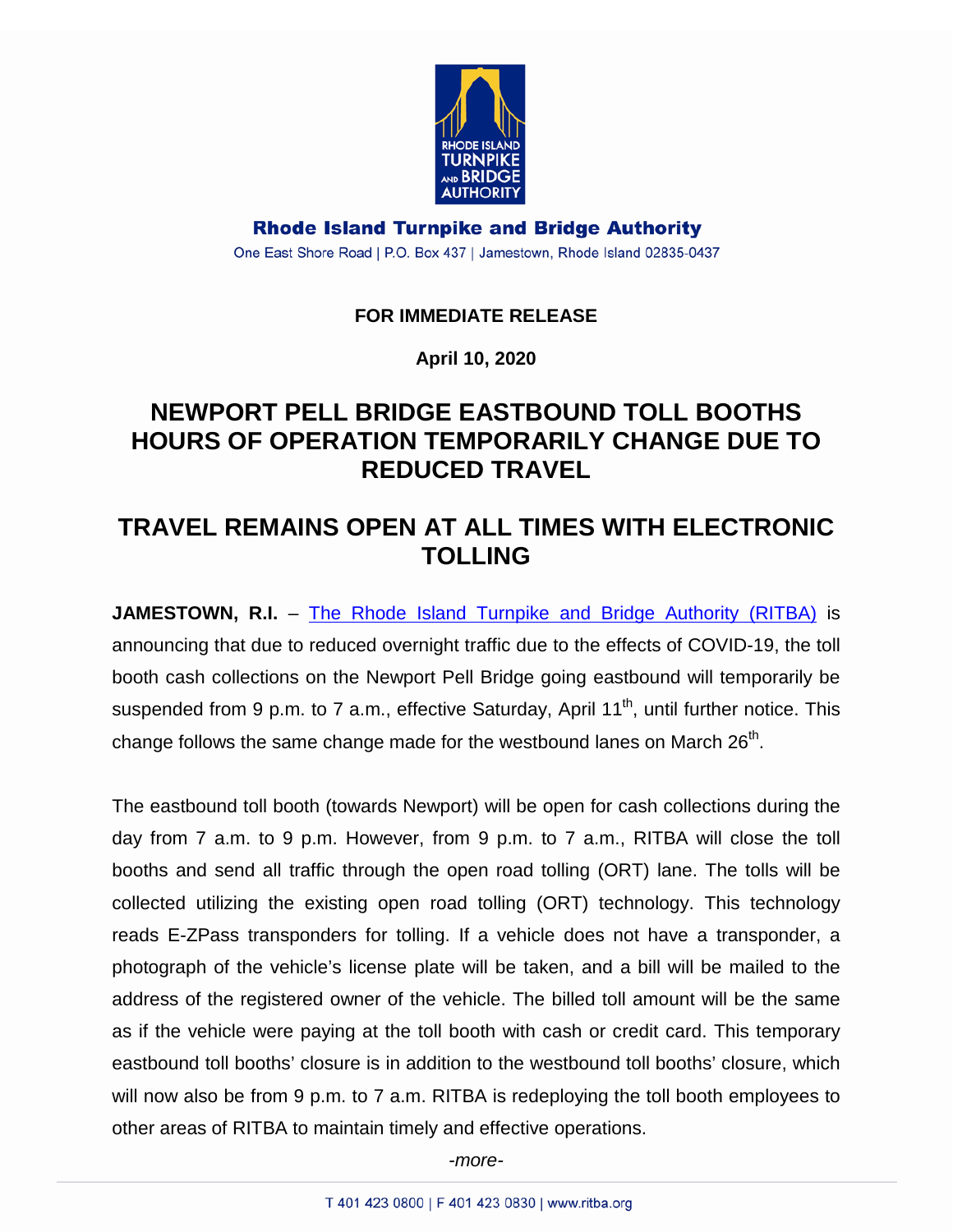**Rhode Island Turnpike and Bridge Authority**

One East Shore Road | P.O. Box 437 | Jamestown, Rhode Island 02835-0437

**FOR IMMEDIATE RELEASE**

**April 10, 2020**

# NEWPORT PELL BRIDGE EASTBOUND TOLL BOOTHS HOURS OF OPERATION TEMPORARILY CHANGE DUE TO REDUCED TRAVEL

# TRAVEL REMAINS OPEN AT ALL TIMES WITH ELECTRONIC TOLLING

**JAMESTOWN, R.I.** – The Rhode Island Turnpike and Bridge Authority (RITBA) is announcing that due to reduced overnight traffic due to the effects of COVID-19, the toll booth cash collections on the Newport Pell Bridge going eastbound will temporarily be suspended from 9 p.m. to 7 a.m., effective Saturday, April 11th, until further notice. This change follows the same change made for the westbound lanes on March 26th.

The eastbound toll booth (towards Newport) will be open for cash collections during the day from 7 a.m. to 9 p.m. However, from 9 p.m. to 7 a.m., RITBA will close the toll booths and send all traffic through the open road tolling (ORT) lane. The tolls will be collected utilizing the existing open road tolling (ORT) technology. This technology reads E-ZPass transponders for tolling. If a vehicle does not have a transponder, a photograph of the vehicle's license plate will be taken, and a bill will be mailed to the address of the registered owner of the vehicle. The billed toll amount will be the same as if the vehicle were paying at the toll booth with cash or credit card. This temporary eastbound toll booths' closure is in addition to the westbound toll booths' closure, which will now also be from 9 p.m. to 7 a.m. RITBA is redeploying the toll booth employees to other areas of RITBA to maintain timely and effective operations.

*-more-*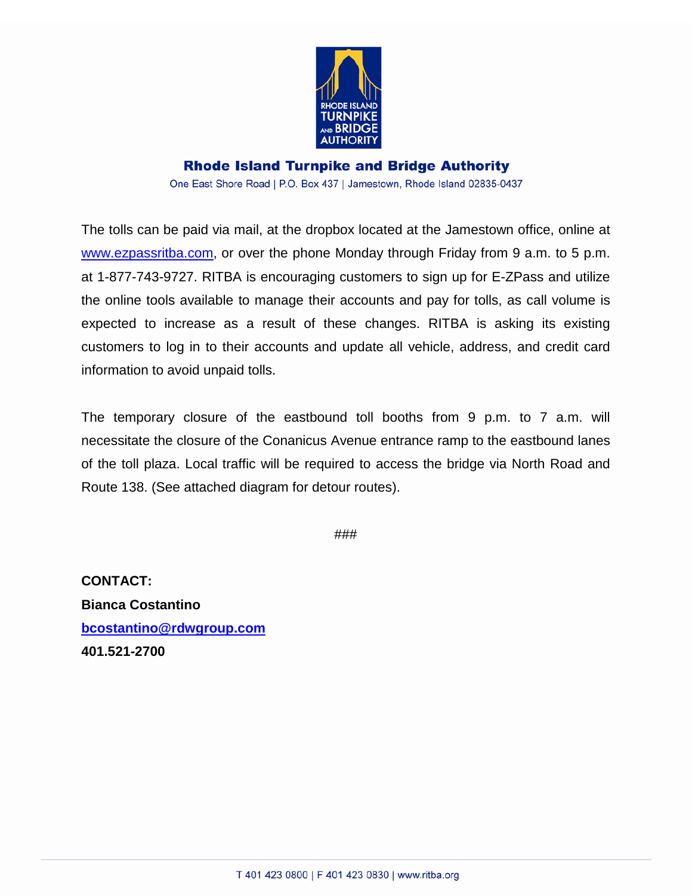**Rhode Island Turnpike and Bridge Authority**

One East Shore Road | P.O. Box 437 | Jamestown, Rhode Island 02835-0437

The tolls can be paid via mail, at the dropbox located at the Jamestown office, online at www.ezpassritba.com, or over the phone Monday through Friday from 9 a.m. to 5 p.m. at 1-877-743-9727. RITBA is encouraging customers to sign up for E-ZPass and utilize the online tools available to manage their accounts and pay for tolls, as call volume is expected to increase as a result of these changes. RITBA is asking its existing customers to log in to their accounts and update all vehicle, address, and credit card information to avoid unpaid tolls.

The temporary closure of the eastbound toll booths from 9 p.m. to 7 a.m. will necessitate the closure of the Conanicus Avenue entrance ramp to the eastbound lanes of the toll plaza. Local traffic will be required to access the bridge via North Road and Route 138. (See attached diagram for detour routes).

###

**CONTACT:**
**Bianca Costantino**
**bcostantino@rdwgroup.com**
**401.521-2700**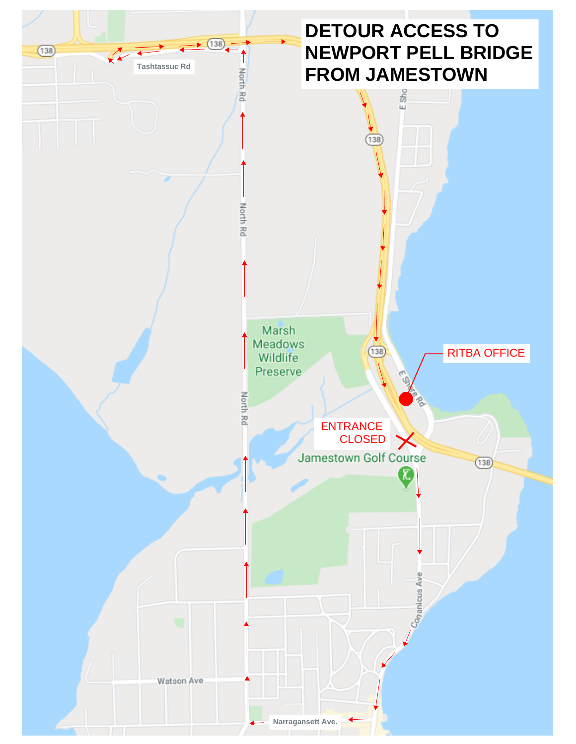# DETOUR ACCESS TO NEWPORT PELL BRIDGE FROM JAMESTOWN

RITBA OFFICE

ENTRANCE CLOSED

138

Tashtassuc Rd

North Rd

E Shore Rd

Marsh Meadows Wildlife Preserve

Jamestown Golf Course

Conanicus Ave

Watson Ave

Narragansett Ave.